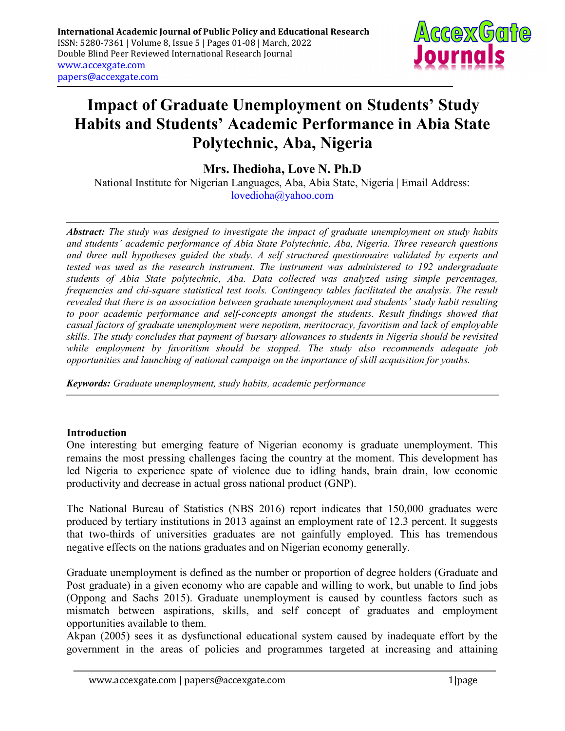# Impact of Graduate Unemployment on Students' Study Habits and Students' Academic Performance in Abia State Polytechnic, Aba, Nigeria

**Mrs. Ihedioha, Love N. Ph.D**

National Institute for Nigerian Languages, Aba, Abia State, Nigeria | Email Address: lovedioha@yahoo.com

***Abstract:*** *The study was designed to investigate the impact of graduate unemployment on study habits and students' academic performance of Abia State Polytechnic, Aba, Nigeria. Three research questions and three null hypotheses guided the study. A self structured questionnaire validated by experts and tested was used as the research instrument. The instrument was administered to 192 undergraduate students of Abia State polytechnic, Aba. Data collected was analyzed using simple percentages, frequencies and chi-square statistical test tools. Contingency tables facilitated the analysis. The result revealed that there is an association between graduate unemployment and students' study habit resulting to poor academic performance and self-concepts amongst the students. Result findings showed that casual factors of graduate unemployment were nepotism, meritocracy, favoritism and lack of employable skills. The study concludes that payment of bursary allowances to students in Nigeria should be revisited while employment by favoritism should be stopped. The study also recommends adequate job opportunities and launching of national campaign on the importance of skill acquisition for youths.*

***Keywords:*** *Graduate unemployment, study habits, academic performance*

## Introduction

One interesting but emerging feature of Nigerian economy is graduate unemployment. This remains the most pressing challenges facing the country at the moment. This development has led Nigeria to experience spate of violence due to idling hands, brain drain, low economic productivity and decrease in actual gross national product (GNP).

The National Bureau of Statistics (NBS 2016) report indicates that 150,000 graduates were produced by tertiary institutions in 2013 against an employment rate of 12.3 percent. It suggests that two-thirds of universities graduates are not gainfully employed. This has tremendous negative effects on the nations graduates and on Nigerian economy generally.

Graduate unemployment is defined as the number or proportion of degree holders (Graduate and Post graduate) in a given economy who are capable and willing to work, but unable to find jobs (Oppong and Sachs 2015). Graduate unemployment is caused by countless factors such as mismatch between aspirations, skills, and self concept of graduates and employment opportunities available to them.

Akpan (2005) sees it as dysfunctional educational system caused by inadequate effort by the government in the areas of policies and programmes targeted at increasing and attaining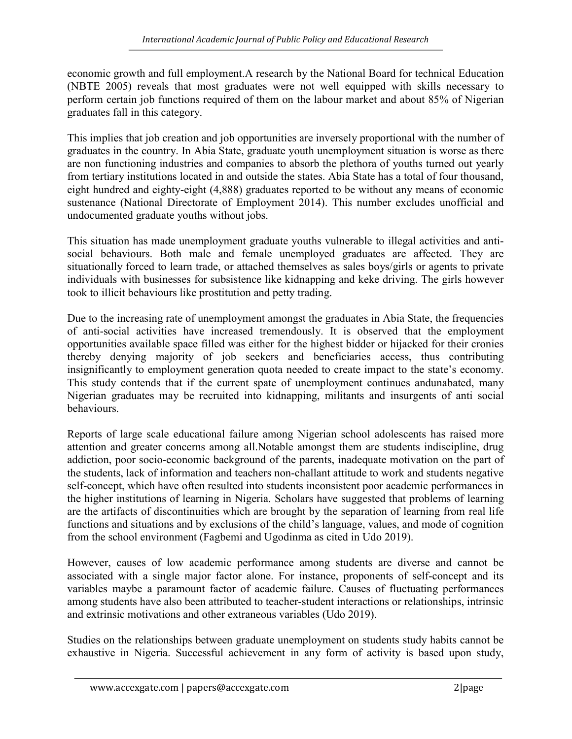economic growth and full employment.A research by the National Board for technical Education (NBTE 2005) reveals that most graduates were not well equipped with skills necessary to perform certain job functions required of them on the labour market and about 85% of Nigerian graduates fall in this category.

This implies that job creation and job opportunities are inversely proportional with the number of graduates in the country. In Abia State, graduate youth unemployment situation is worse as there are non functioning industries and companies to absorb the plethora of youths turned out yearly from tertiary institutions located in and outside the states. Abia State has a total of four thousand, eight hundred and eighty-eight (4,888) graduates reported to be without any means of economic sustenance (National Directorate of Employment 2014). This number excludes unofficial and undocumented graduate youths without jobs.

This situation has made unemployment graduate youths vulnerable to illegal activities and anti-social behaviours. Both male and female unemployed graduates are affected. They are situationally forced to learn trade, or attached themselves as sales boys/girls or agents to private individuals with businesses for subsistence like kidnapping and keke driving. The girls however took to illicit behaviours like prostitution and petty trading.

Due to the increasing rate of unemployment amongst the graduates in Abia State, the frequencies of anti-social activities have increased tremendously. It is observed that the employment opportunities available space filled was either for the highest bidder or hijacked for their cronies thereby denying majority of job seekers and beneficiaries access, thus contributing insignificantly to employment generation quota needed to create impact to the state's economy. This study contends that if the current spate of unemployment continues andunabated, many Nigerian graduates may be recruited into kidnapping, militants and insurgents of anti social behaviours.

Reports of large scale educational failure among Nigerian school adolescents has raised more attention and greater concerns among all.Notable amongst them are students indiscipline, drug addiction, poor socio-economic background of the parents, inadequate motivation on the part of the students, lack of information and teachers non-challant attitude to work and students negative self-concept, which have often resulted into students inconsistent poor academic performances in the higher institutions of learning in Nigeria. Scholars have suggested that problems of learning are the artifacts of discontinuities which are brought by the separation of learning from real life functions and situations and by exclusions of the child's language, values, and mode of cognition from the school environment (Fagbemi and Ugodinma as cited in Udo 2019).

However, causes of low academic performance among students are diverse and cannot be associated with a single major factor alone. For instance, proponents of self-concept and its variables maybe a paramount factor of academic failure. Causes of fluctuating performances among students have also been attributed to teacher-student interactions or relationships, intrinsic and extrinsic motivations and other extraneous variables (Udo 2019).

Studies on the relationships between graduate unemployment on students study habits cannot be exhaustive in Nigeria. Successful achievement in any form of activity is based upon study,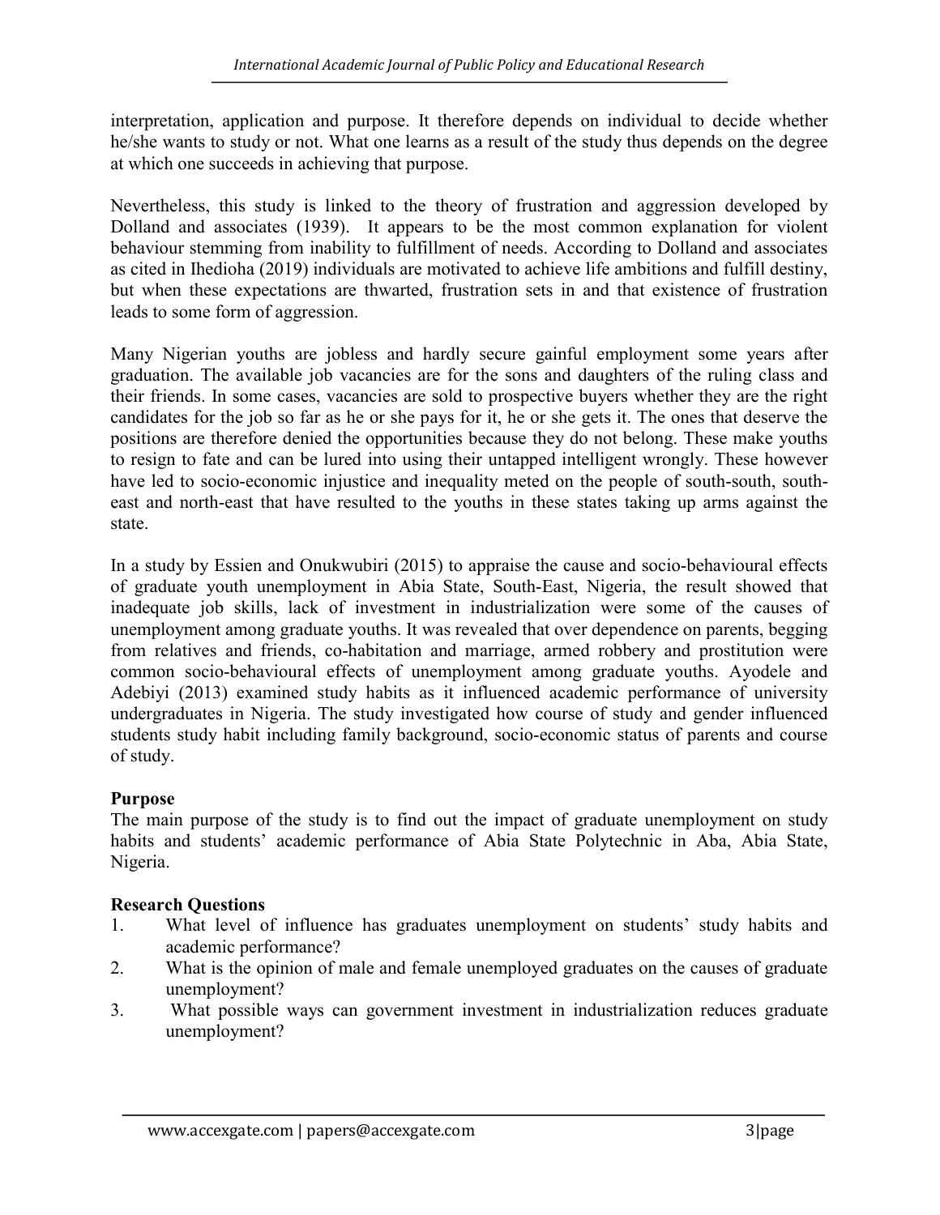interpretation, application and purpose. It therefore depends on individual to decide whether he/she wants to study or not. What one learns as a result of the study thus depends on the degree at which one succeeds in achieving that purpose.

Nevertheless, this study is linked to the theory of frustration and aggression developed by Dolland and associates (1939). It appears to be the most common explanation for violent behaviour stemming from inability to fulfillment of needs. According to Dolland and associates as cited in Ihedioha (2019) individuals are motivated to achieve life ambitions and fulfill destiny, but when these expectations are thwarted, frustration sets in and that existence of frustration leads to some form of aggression.

Many Nigerian youths are jobless and hardly secure gainful employment some years after graduation. The available job vacancies are for the sons and daughters of the ruling class and their friends. In some cases, vacancies are sold to prospective buyers whether they are the right candidates for the job so far as he or she pays for it, he or she gets it. The ones that deserve the positions are therefore denied the opportunities because they do not belong. These make youths to resign to fate and can be lured into using their untapped intelligent wrongly. These however have led to socio-economic injustice and inequality meted on the people of south-south, south-east and north-east that have resulted to the youths in these states taking up arms against the state.

In a study by Essien and Onukwubiri (2015) to appraise the cause and socio-behavioural effects of graduate youth unemployment in Abia State, South-East, Nigeria, the result showed that inadequate job skills, lack of investment in industrialization were some of the causes of unemployment among graduate youths. It was revealed that over dependence on parents, begging from relatives and friends, co-habitation and marriage, armed robbery and prostitution were common socio-behavioural effects of unemployment among graduate youths. Ayodele and Adebiyi (2013) examined study habits as it influenced academic performance of university undergraduates in Nigeria. The study investigated how course of study and gender influenced students study habit including family background, socio-economic status of parents and course of study.

**Purpose**

The main purpose of the study is to find out the impact of graduate unemployment on study habits and students' academic performance of Abia State Polytechnic in Aba, Abia State, Nigeria.

**Research Questions**

1. What level of influence has graduates unemployment on students' study habits and academic performance?
2. What is the opinion of male and female unemployed graduates on the causes of graduate unemployment?
3. What possible ways can government investment in industrialization reduces graduate unemployment?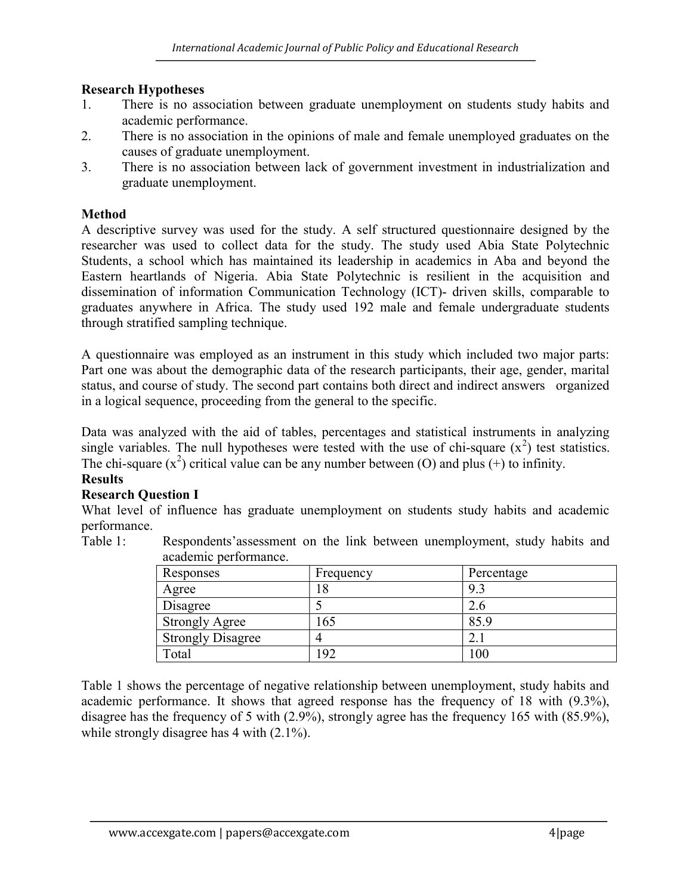**Research Hypotheses**

1. There is no association between graduate unemployment on students study habits and academic performance.
2. There is no association in the opinions of male and female unemployed graduates on the causes of graduate unemployment.
3. There is no association between lack of government investment in industrialization and graduate unemployment.

**Method**

A descriptive survey was used for the study. A self structured questionnaire designed by the researcher was used to collect data for the study. The study used Abia State Polytechnic Students, a school which has maintained its leadership in academics in Aba and beyond the Eastern heartlands of Nigeria. Abia State Polytechnic is resilient in the acquisition and dissemination of information Communication Technology (ICT)- driven skills, comparable to graduates anywhere in Africa. The study used 192 male and female undergraduate students through stratified sampling technique.

A questionnaire was employed as an instrument in this study which included two major parts: Part one was about the demographic data of the research participants, their age, gender, marital status, and course of study. The second part contains both direct and indirect answers organized in a logical sequence, proceeding from the general to the specific.

Data was analyzed with the aid of tables, percentages and statistical instruments in analyzing single variables. The null hypotheses were tested with the use of chi-square ($x^2$) test statistics. The chi-square ($x^2$) critical value can be any number between (O) and plus (+) to infinity.

**Results**

**Research Question I**

What level of influence has graduate unemployment on students study habits and academic performance.

Table 1: Respondents'assessment on the link between unemployment, study habits and academic performance.

| Responses | Frequency | Percentage |
|---|---|---|
| Agree | 18 | 9.3 |
| Disagree | 5 | 2.6 |
| Strongly Agree | 165 | 85.9 |
| Strongly Disagree | 4 | 2.1 |
| Total | 192 | 100 |

Table 1 shows the percentage of negative relationship between unemployment, study habits and academic performance. It shows that agreed response has the frequency of 18 with (9.3%), disagree has the frequency of 5 with (2.9%), strongly agree has the frequency 165 with (85.9%), while strongly disagree has 4 with (2.1%).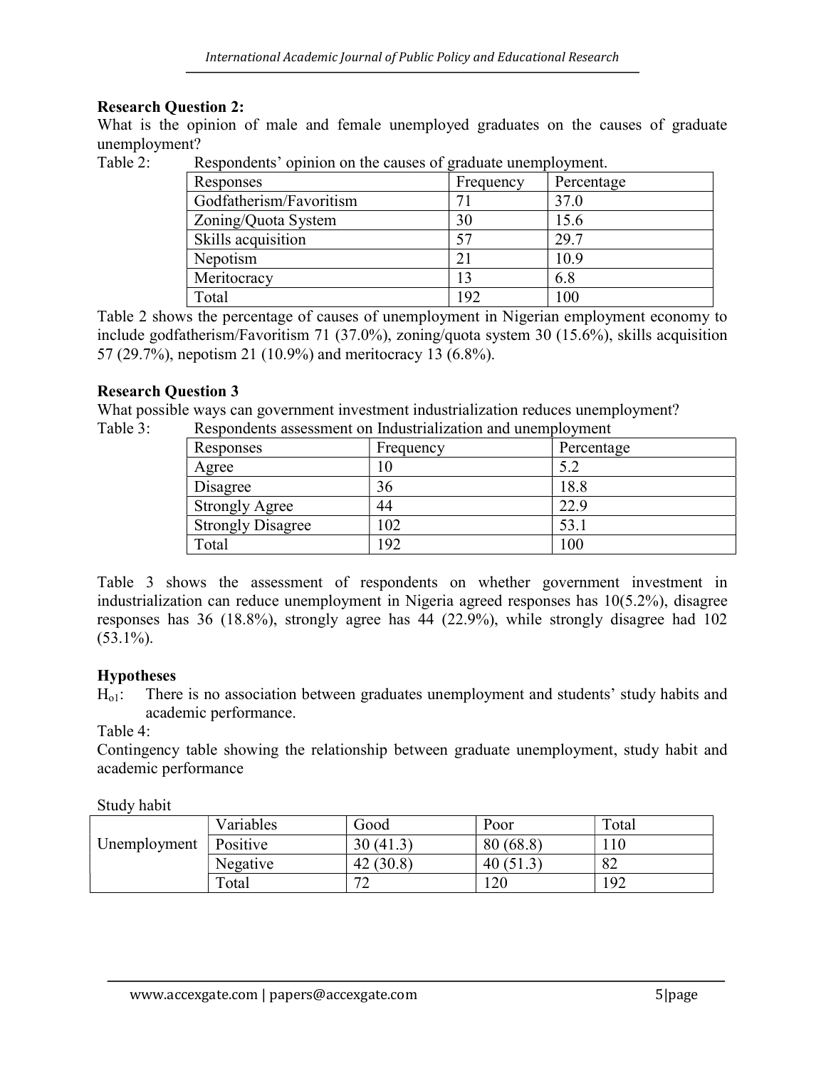**Research Question 2:**

What is the opinion of male and female unemployed graduates on the causes of graduate unemployment?

Table 2: Respondents' opinion on the causes of graduate unemployment.

| Responses | Frequency | Percentage |
|---|---|---|
| Godfatherism/Favoritism | 71 | 37.0 |
| Zoning/Quota System | 30 | 15.6 |
| Skills acquisition | 57 | 29.7 |
| Nepotism | 21 | 10.9 |
| Meritocracy | 13 | 6.8 |
| Total | 192 | 100 |

Table 2 shows the percentage of causes of unemployment in Nigerian employment economy to include godfatherism/Favoritism 71 (37.0%), zoning/quota system 30 (15.6%), skills acquisition 57 (29.7%), nepotism 21 (10.9%) and meritocracy 13 (6.8%).

**Research Question 3**

What possible ways can government investment industrialization reduces unemployment?

Table 3: Respondents assessment on Industrialization and unemployment

| Responses | Frequency | Percentage |
|---|---|---|
| Agree | 10 | 5.2 |
| Disagree | 36 | 18.8 |
| Strongly Agree | 44 | 22.9 |
| Strongly Disagree | 102 | 53.1 |
| Total | 192 | 100 |

Table 3 shows the assessment of respondents on whether government investment in industrialization can reduce unemployment in Nigeria agreed responses has 10(5.2%), disagree responses has 36 (18.8%), strongly agree has 44 (22.9%), while strongly disagree had 102 (53.1%).

**Hypotheses**

$H_{o1}$: There is no association between graduates unemployment and students' study habits and academic performance.

Table 4:

Contingency table showing the relationship between graduate unemployment, study habit and academic performance

Study habit

| | Variables | Good | Poor | Total |
|---|---|---|---|---|
| Unemployment | Positive | 30 (41.3) | 80 (68.8) | 110 |
| | Negative | 42 (30.8) | 40 (51.3) | 82 |
| | Total | 72 | 120 | 192 |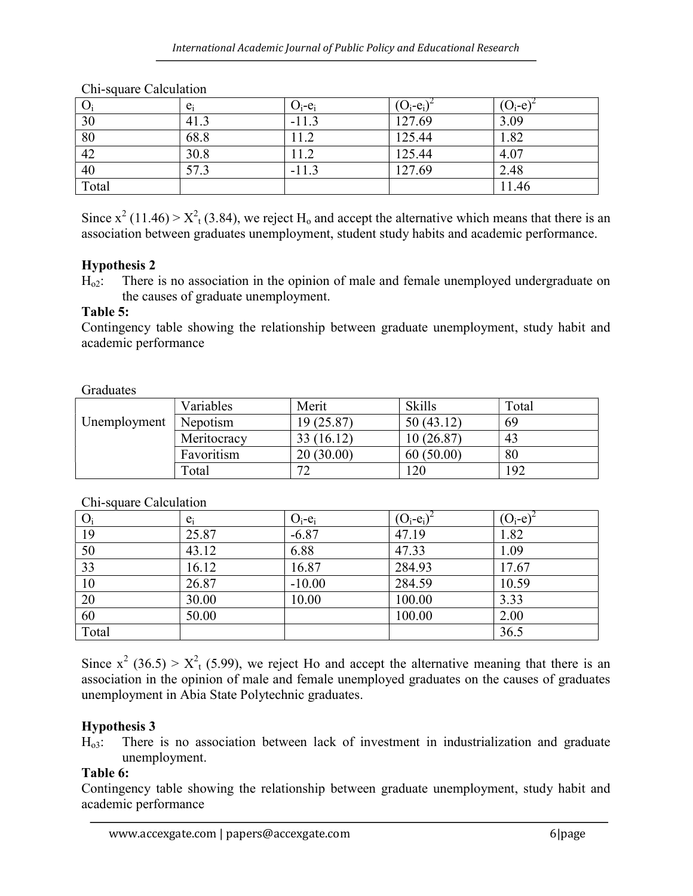Chi-square Calculation

| $O_i$ | $e_i$ | $O_i$-$e_i$ | $(O_i-e_i)^2$ | $(O_i-e)^2$ |
|---|---|---|---|---|
| 30 | 41.3 | -11.3 | 127.69 | 3.09 |
| 80 | 68.8 | 11.2 | 125.44 | 1.82 |
| 42 | 30.8 | 11.2 | 125.44 | 4.07 |
| 40 | 57.3 | -11.3 | 127.69 | 2.48 |
| Total | | | | 11.46 |

Since $x^2$ (11.46) > $X^2_t$ (3.84), we reject $H_o$ and accept the alternative which means that there is an association between graduates unemployment, student study habits and academic performance.

**Hypothesis 2**

$H_{o2}$: There is no association in the opinion of male and female unemployed undergraduate on the causes of graduate unemployment.

**Table 5:**

Contingency table showing the relationship between graduate unemployment, study habit and academic performance

Graduates

| | Variables | Merit | Skills | Total |
|---|---|---|---|---|
| Unemployment | Nepotism | 19 (25.87) | 50 (43.12) | 69 |
| | Meritocracy | 33 (16.12) | 10 (26.87) | 43 |
| | Favoritism | 20 (30.00) | 60 (50.00) | 80 |
| | Total | 72 | 120 | 192 |

Chi-square Calculation

| $O_i$ | $e_i$ | $O_i$-$e_i$ | $(O_i-e_i)^2$ | $(O_i-e)^2$ |
|---|---|---|---|---|
| 19 | 25.87 | -6.87 | 47.19 | 1.82 |
| 50 | 43.12 | 6.88 | 47.33 | 1.09 |
| 33 | 16.12 | 16.87 | 284.93 | 17.67 |
| 10 | 26.87 | -10.00 | 284.59 | 10.59 |
| 20 | 30.00 | 10.00 | 100.00 | 3.33 |
| 60 | 50.00 | | 100.00 | 2.00 |
| Total | | | | 36.5 |

Since $x^2$ (36.5) > $X^2_t$ (5.99), we reject Ho and accept the alternative meaning that there is an association in the opinion of male and female unemployed graduates on the causes of graduates unemployment in Abia State Polytechnic graduates.

**Hypothesis 3**

$H_{o3}$: There is no association between lack of investment in industrialization and graduate unemployment.

**Table 6:**

Contingency table showing the relationship between graduate unemployment, study habit and academic performance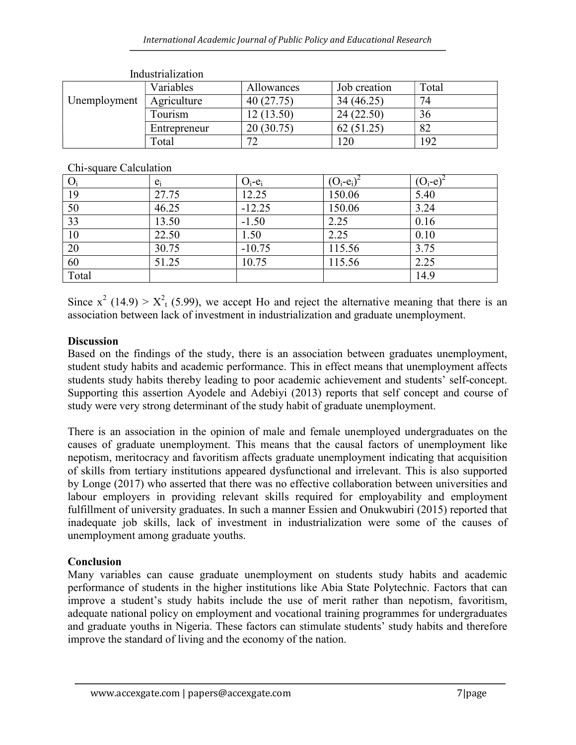Industrialization

| | Variables | Allowances | Job creation | Total |
|---|---|---|---|---|
| Unemployment | Agriculture | 40 (27.75) | 34 (46.25) | 74 |
| | Tourism | 12 (13.50) | 24 (22.50) | 36 |
| | Entrepreneur | 20 (30.75) | 62 (51.25) | 82 |
| | Total | 72 | 120 | 192 |

Chi-square Calculation

| $O_i$ | $e_i$ | $O_i$-$e_i$ | $(O_i\text{-}e_i)^2$ | $(O_i\text{-}e)^2$ |
|---|---|---|---|---|
| 19 | 27.75 | 12.25 | 150.06 | 5.40 |
| 50 | 46.25 | -12.25 | 150.06 | 3.24 |
| 33 | 13.50 | -1.50 | 2.25 | 0.16 |
| 10 | 22.50 | 1.50 | 2.25 | 0.10 |
| 20 | 30.75 | -10.75 | 115.56 | 3.75 |
| 60 | 51.25 | 10.75 | 115.56 | 2.25 |
| Total | | | | 14.9 |

Since $x^2$ (14.9) > $X^2_t$ (5.99), we accept Ho and reject the alternative meaning that there is an association between lack of investment in industrialization and graduate unemployment.

## Discussion

Based on the findings of the study, there is an association between graduates unemployment, student study habits and academic performance. This in effect means that unemployment affects students study habits thereby leading to poor academic achievement and students' self-concept. Supporting this assertion Ayodele and Adebiyi (2013) reports that self concept and course of study were very strong determinant of the study habit of graduate unemployment.

There is an association in the opinion of male and female unemployed undergraduates on the causes of graduate unemployment. This means that the causal factors of unemployment like nepotism, meritocracy and favoritism affects graduate unemployment indicating that acquisition of skills from tertiary institutions appeared dysfunctional and irrelevant. This is also supported by Longe (2017) who asserted that there was no effective collaboration between universities and labour employers in providing relevant skills required for employability and employment fulfillment of university graduates. In such a manner Essien and Onukwubiri (2015) reported that inadequate job skills, lack of investment in industrialization were some of the causes of unemployment among graduate youths.

## Conclusion

Many variables can cause graduate unemployment on students study habits and academic performance of students in the higher institutions like Abia State Polytechnic. Factors that can improve a student's study habits include the use of merit rather than nepotism, favoritism, adequate national policy on employment and vocational training programmes for undergraduates and graduate youths in Nigeria. These factors can stimulate students' study habits and therefore improve the standard of living and the economy of the nation.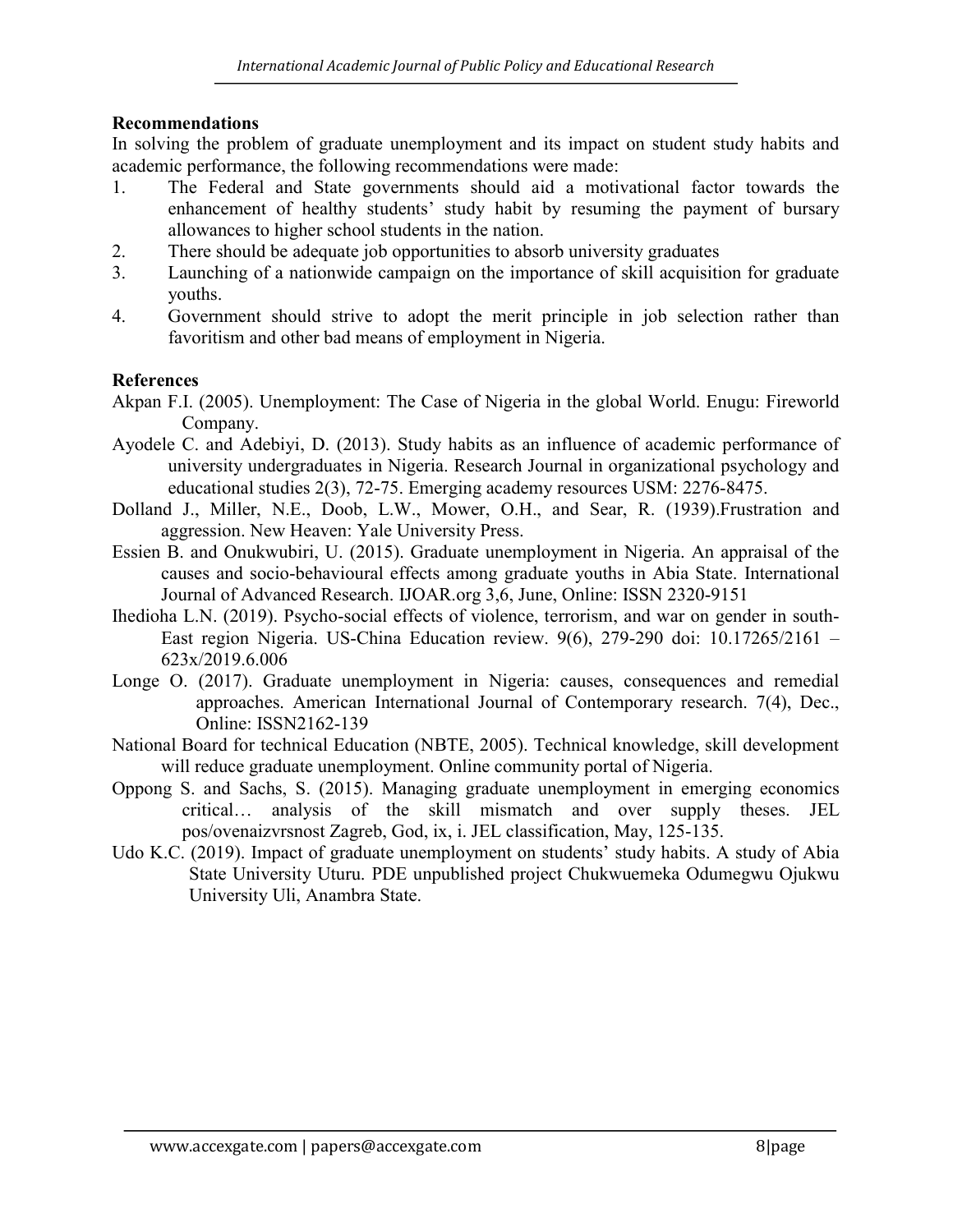## Recommendations

In solving the problem of graduate unemployment and its impact on student study habits and academic performance, the following recommendations were made:

1. The Federal and State governments should aid a motivational factor towards the enhancement of healthy students' study habit by resuming the payment of bursary allowances to higher school students in the nation.
2. There should be adequate job opportunities to absorb university graduates
3. Launching of a nationwide campaign on the importance of skill acquisition for graduate youths.
4. Government should strive to adopt the merit principle in job selection rather than favoritism and other bad means of employment in Nigeria.

## References

Akpan F.I. (2005). Unemployment: The Case of Nigeria in the global World. Enugu: Fireworld Company.

Ayodele C. and Adebiyi, D. (2013). Study habits as an influence of academic performance of university undergraduates in Nigeria. Research Journal in organizational psychology and educational studies 2(3), 72-75. Emerging academy resources USM: 2276-8475.

Dolland J., Miller, N.E., Doob, L.W., Mower, O.H., and Sear, R. (1939).Frustration and aggression. New Heaven: Yale University Press.

Essien B. and Onukwubiri, U. (2015). Graduate unemployment in Nigeria. An appraisal of the causes and socio-behavioural effects among graduate youths in Abia State. International Journal of Advanced Research. IJOAR.org 3,6, June, Online: ISSN 2320-9151

Ihedioha L.N. (2019). Psycho-social effects of violence, terrorism, and war on gender in south-East region Nigeria. US-China Education review. 9(6), 279-290 doi: 10.17265/2161 – 623x/2019.6.006

Longe O. (2017). Graduate unemployment in Nigeria: causes, consequences and remedial approaches. American International Journal of Contemporary research. 7(4), Dec., Online: ISSN2162-139

National Board for technical Education (NBTE, 2005). Technical knowledge, skill development will reduce graduate unemployment. Online community portal of Nigeria.

Oppong S. and Sachs, S. (2015). Managing graduate unemployment in emerging economics critical… analysis of the skill mismatch and over supply theses. JEL pos/ovenaizvrsnost Zagreb, God, ix, i. JEL classification, May, 125-135.

Udo K.C. (2019). Impact of graduate unemployment on students' study habits. A study of Abia State University Uturu. PDE unpublished project Chukwuemeka Odumegwu Ojukwu University Uli, Anambra State.